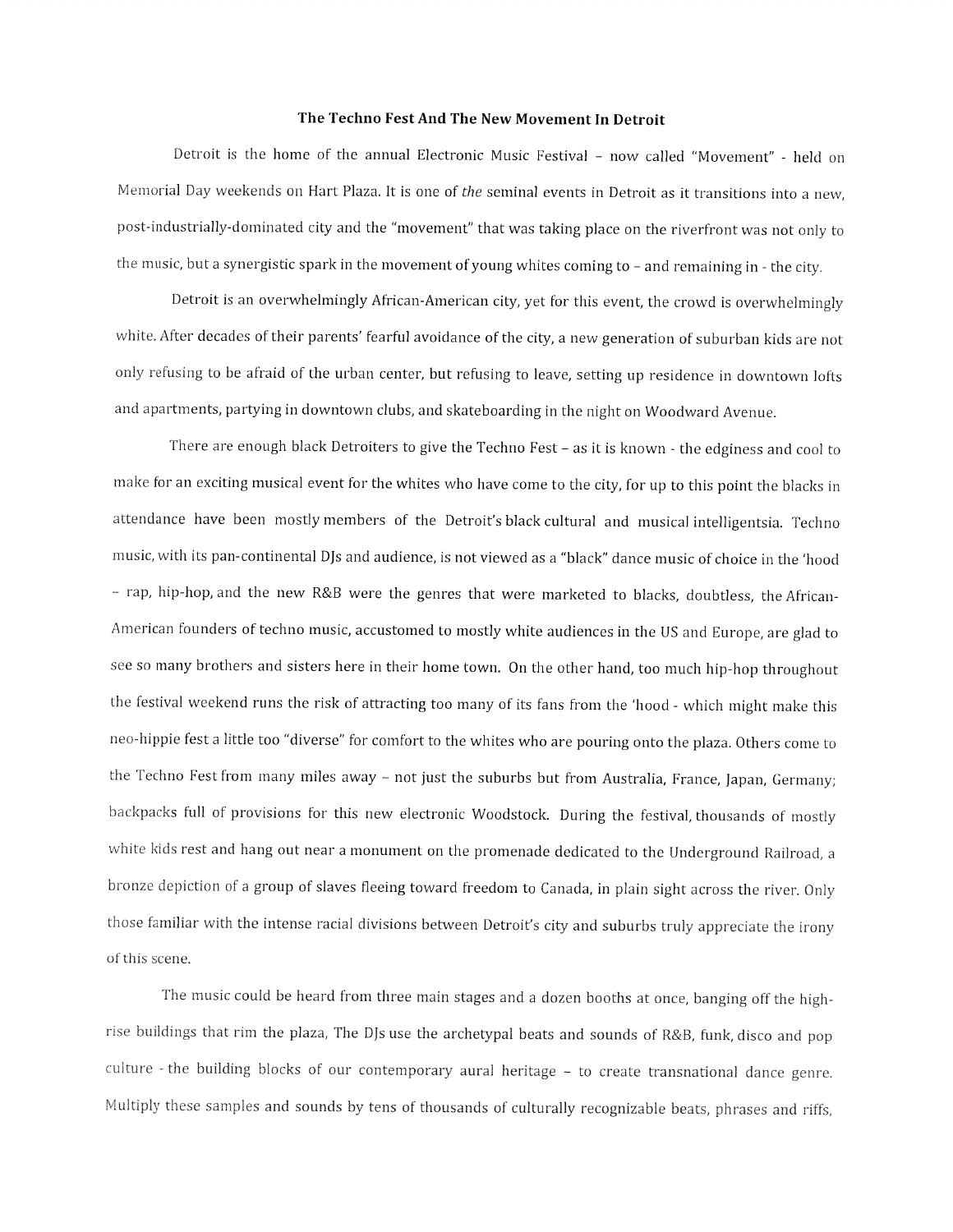# The Techno Fest And The New Movement In Detroit

Detroit is the home of the annual Electronic Music Festival – now called "Movement" - held on Memorial Day weekends on Hart Plaza. It is one of *the* seminal events in Detroit as it transitions into a new, post-industrially-dominated city and the "movement" that was taking place on the riverfront was not only to the music, but a synergistic spark in the movement of young whites coming to – and remaining in - the city.

Detroit is an overwhelmingly African-American city, yet for this event, the crowd is overwhelmingly white. After decades of their parents' fearful avoidance of the city, a new generation of suburban kids are not only refusing to be afraid of the urban center, but refusing to leave, setting up residence in downtown lofts and apartments, partying in downtown clubs, and skateboarding in the night on Woodward Avenue.

There are enough black Detroiters to give the Techno Fest – as it is known - the edginess and cool to make for an exciting musical event for the whites who have come to the city, for up to this point the blacks in attendance have been mostly members of the Detroit's black cultural and musical intelligentsia. Techno music, with its pan-continental DJs and audience, is not viewed as a "black" dance music of choice in the 'hood – rap, hip-hop, and the new R&B were the genres that were marketed to blacks, doubtless, the African-American founders of techno music, accustomed to mostly white audiences in the US and Europe, are glad to see so many brothers and sisters here in their home town. On the other hand, too much hip-hop throughout the festival weekend runs the risk of attracting too many of its fans from the 'hood - which might make this neo-hippie fest a little too "diverse" for comfort to the whites who are pouring onto the plaza. Others come to the Techno Fest from many miles away – not just the suburbs but from Australia, France, Japan, Germany; backpacks full of provisions for this new electronic Woodstock. During the festival, thousands of mostly white kids rest and hang out near a monument on the promenade dedicated to the Underground Railroad, a bronze depiction of a group of slaves fleeing toward freedom to Canada, in plain sight across the river. Only those familiar with the intense racial divisions between Detroit's city and suburbs truly appreciate the irony of this scene.

The music could be heard from three main stages and a dozen booths at once, banging off the high-rise buildings that rim the plaza, The DJs use the archetypal beats and sounds of R&B, funk, disco and pop culture - the building blocks of our contemporary aural heritage – to create transnational dance genre. Multiply these samples and sounds by tens of thousands of culturally recognizable beats, phrases and riffs,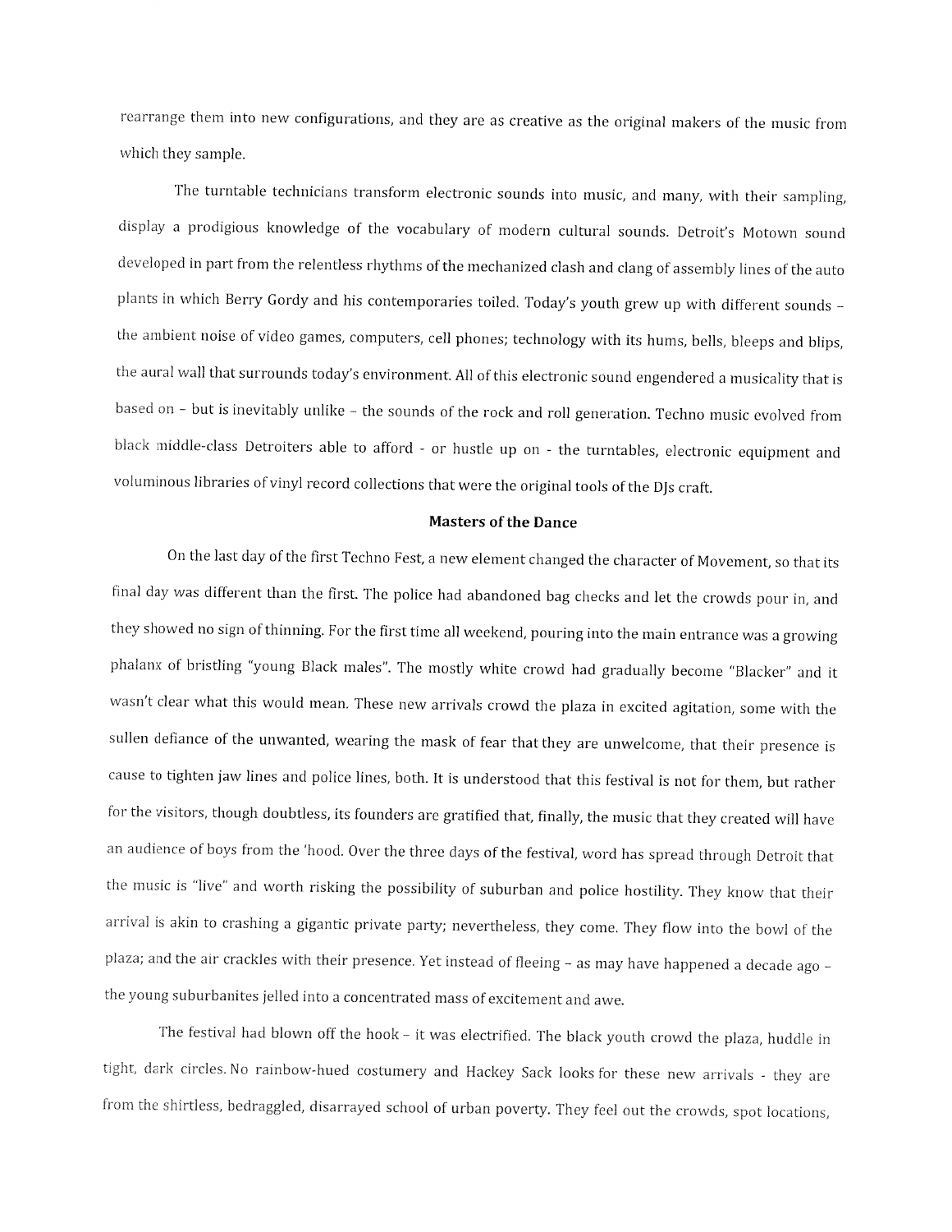rearrange them into new configurations, and they are as creative as the original makers of the music from which they sample.

The turntable technicians transform electronic sounds into music, and many, with their sampling, display a prodigious knowledge of the vocabulary of modern cultural sounds. Detroit's Motown sound developed in part from the relentless rhythms of the mechanized clash and clang of assembly lines of the auto plants in which Berry Gordy and his contemporaries toiled. Today's youth grew up with different sounds – the ambient noise of video games, computers, cell phones; technology with its hums, bells, bleeps and blips, the aural wall that surrounds today's environment. All of this electronic sound engendered a musicality that is based on – but is inevitably unlike – the sounds of the rock and roll generation. Techno music evolved from black middle-class Detroiters able to afford - or hustle up on - the turntables, electronic equipment and voluminous libraries of vinyl record collections that were the original tools of the DJs craft.

**Masters of the Dance**

On the last day of the first Techno Fest, a new element changed the character of Movement, so that its final day was different than the first. The police had abandoned bag checks and let the crowds pour in, and they showed no sign of thinning. For the first time all weekend, pouring into the main entrance was a growing phalanx of bristling "young Black males". The mostly white crowd had gradually become "Blacker" and it wasn't clear what this would mean. These new arrivals crowd the plaza in excited agitation, some with the sullen defiance of the unwanted, wearing the mask of fear that they are unwelcome, that their presence is cause to tighten jaw lines and police lines, both. It is understood that this festival is not for them, but rather for the visitors, though doubtless, its founders are gratified that, finally, the music that they created will have an audience of boys from the 'hood. Over the three days of the festival, word has spread through Detroit that the music is "live" and worth risking the possibility of suburban and police hostility. They know that their arrival is akin to crashing a gigantic private party; nevertheless, they come. They flow into the bowl of the plaza; and the air crackles with their presence. Yet instead of fleeing – as may have happened a decade ago – the young suburbanites jelled into a concentrated mass of excitement and awe.

The festival had blown off the hook – it was electrified. The black youth crowd the plaza, huddle in tight, dark circles. No rainbow-hued costumery and Hackey Sack looks for these new arrivals - they are from the shirtless, bedraggled, disarrayed school of urban poverty. They feel out the crowds, spot locations,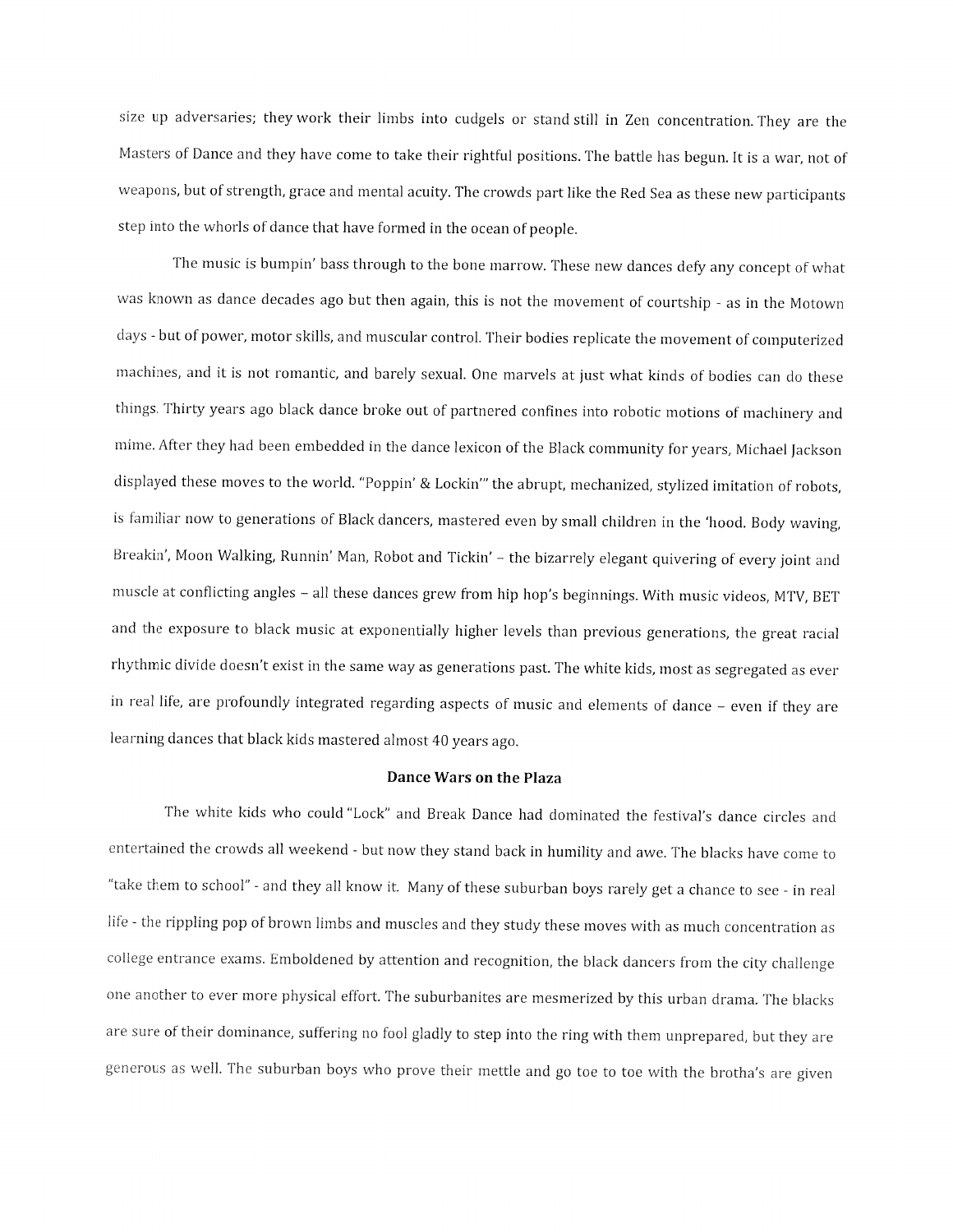size up adversaries; they work their limbs into cudgels or stand still in Zen concentration. They are the Masters of Dance and they have come to take their rightful positions. The battle has begun. It is a war, not of weapons, but of strength, grace and mental acuity. The crowds part like the Red Sea as these new participants step into the whorls of dance that have formed in the ocean of people.

The music is bumpin' bass through to the bone marrow. These new dances defy any concept of what was known as dance decades ago but then again, this is not the movement of courtship - as in the Motown days - but of power, motor skills, and muscular control. Their bodies replicate the movement of computerized machines, and it is not romantic, and barely sexual. One marvels at just what kinds of bodies can do these things. Thirty years ago black dance broke out of partnered confines into robotic motions of machinery and mime. After they had been embedded in the dance lexicon of the Black community for years, Michael Jackson displayed these moves to the world. "Poppin' & Lockin'" the abrupt, mechanized, stylized imitation of robots, is familiar now to generations of Black dancers, mastered even by small children in the 'hood. Body waving, Breakin', Moon Walking, Runnin' Man, Robot and Tickin' – the bizarrely elegant quivering of every joint and muscle at conflicting angles – all these dances grew from hip hop's beginnings. With music videos, MTV, BET and the exposure to black music at exponentially higher levels than previous generations, the great racial rhythmic divide doesn't exist in the same way as generations past. The white kids, most as segregated as ever in real life, are profoundly integrated regarding aspects of music and elements of dance – even if they are learning dances that black kids mastered almost 40 years ago.

## Dance Wars on the Plaza

The white kids who could "Lock" and Break Dance had dominated the festival's dance circles and entertained the crowds all weekend - but now they stand back in humility and awe. The blacks have come to "take them to school" - and they all know it. Many of these suburban boys rarely get a chance to see - in real life - the rippling pop of brown limbs and muscles and they study these moves with as much concentration as college entrance exams. Emboldened by attention and recognition, the black dancers from the city challenge one another to ever more physical effort. The suburbanites are mesmerized by this urban drama. The blacks are sure of their dominance, suffering no fool gladly to step into the ring with them unprepared, but they are generous as well. The suburban boys who prove their mettle and go toe to toe with the brotha's are given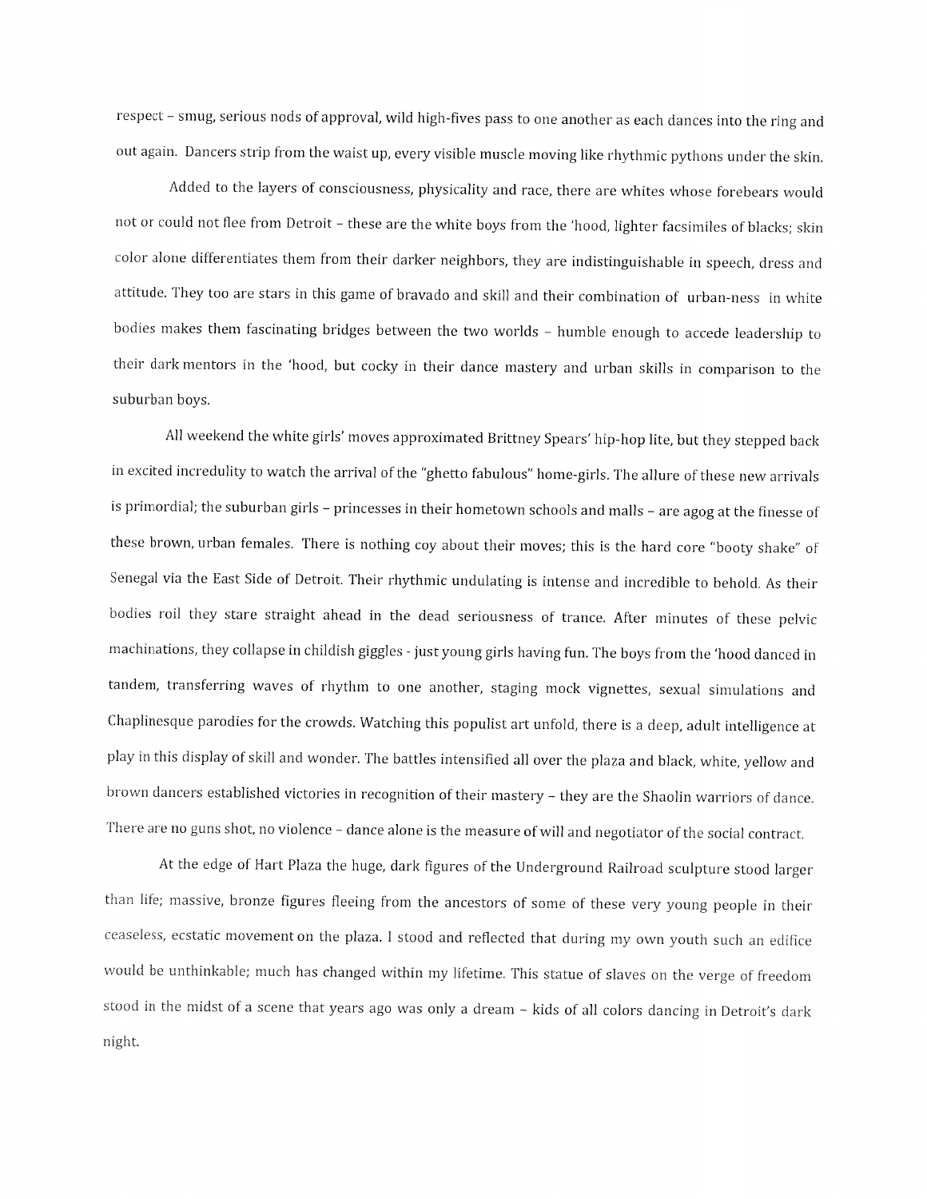respect – smug, serious nods of approval, wild high-fives pass to one another as each dances into the ring and out again. Dancers strip from the waist up, every visible muscle moving like rhythmic pythons under the skin.

Added to the layers of consciousness, physicality and race, there are whites whose forebears would not or could not flee from Detroit – these are the white boys from the 'hood, lighter facsimiles of blacks; skin color alone differentiates them from their darker neighbors, they are indistinguishable in speech, dress and attitude. They too are stars in this game of bravado and skill and their combination of urban-ness in white bodies makes them fascinating bridges between the two worlds – humble enough to accede leadership to their dark mentors in the 'hood, but cocky in their dance mastery and urban skills in comparison to the suburban boys.

All weekend the white girls' moves approximated Brittney Spears' hip-hop lite, but they stepped back in excited incredulity to watch the arrival of the "ghetto fabulous" home-girls. The allure of these new arrivals is primordial; the suburban girls – princesses in their hometown schools and malls – are agog at the finesse of these brown, urban females. There is nothing coy about their moves; this is the hard core "booty shake" of Senegal via the East Side of Detroit. Their rhythmic undulating is intense and incredible to behold. As their bodies roil they stare straight ahead in the dead seriousness of trance. After minutes of these pelvic machinations, they collapse in childish giggles - just young girls having fun. The boys from the 'hood danced in tandem, transferring waves of rhythm to one another, staging mock vignettes, sexual simulations and Chaplinesque parodies for the crowds. Watching this populist art unfold, there is a deep, adult intelligence at play in this display of skill and wonder. The battles intensified all over the plaza and black, white, yellow and brown dancers established victories in recognition of their mastery – they are the Shaolin warriors of dance. There are no guns shot, no violence – dance alone is the measure of will and negotiator of the social contract.

At the edge of Hart Plaza the huge, dark figures of the Underground Railroad sculpture stood larger than life; massive, bronze figures fleeing from the ancestors of some of these very young people in their ceaseless, ecstatic movement on the plaza. I stood and reflected that during my own youth such an edifice would be unthinkable; much has changed within my lifetime. This statue of slaves on the verge of freedom stood in the midst of a scene that years ago was only a dream – kids of all colors dancing in Detroit's dark night.